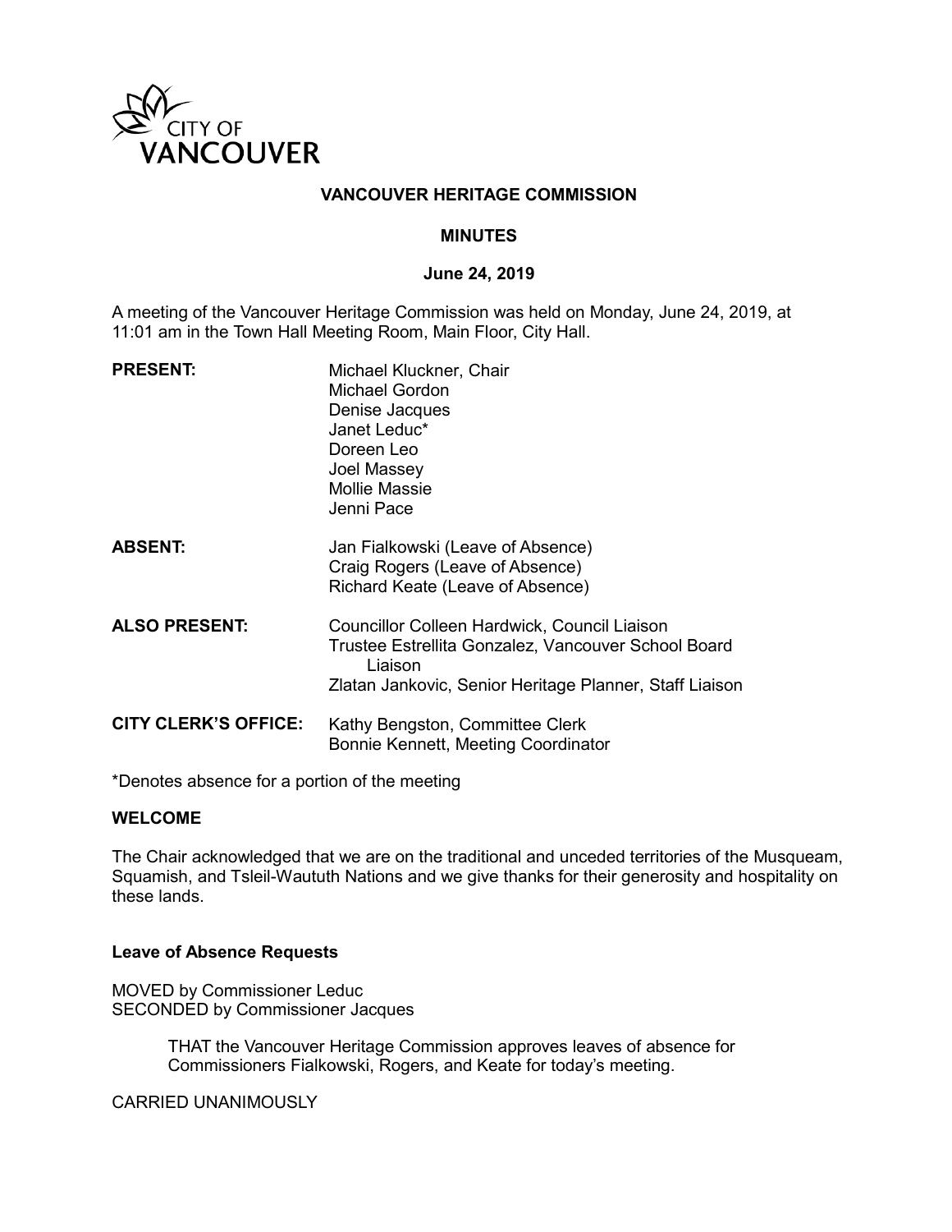CITY OF VANCOUVER

# VANCOUVER HERITAGE COMMISSION

## MINUTES

### June 24, 2019

A meeting of the Vancouver Heritage Commission was held on Monday, June 24, 2019, at 11:01 am in the Town Hall Meeting Room, Main Floor, City Hall.

**PRESENT:**
Michael Kluckner, Chair
Michael Gordon
Denise Jacques
Janet Leduc*
Doreen Leo
Joel Massey
Mollie Massie
Jenni Pace

**ABSENT:**
Jan Fialkowski (Leave of Absence)
Craig Rogers (Leave of Absence)
Richard Keate (Leave of Absence)

**ALSO PRESENT:**
Councillor Colleen Hardwick, Council Liaison
Trustee Estrellita Gonzalez, Vancouver School Board Liaison
Zlatan Jankovic, Senior Heritage Planner, Staff Liaison

**CITY CLERK'S OFFICE:**
Kathy Bengston, Committee Clerk
Bonnie Kennett, Meeting Coordinator

*Denotes absence for a portion of the meeting

**WELCOME**

The Chair acknowledged that we are on the traditional and unceded territories of the Musqueam, Squamish, and Tsleil-Waututh Nations and we give thanks for their generosity and hospitality on these lands.

**Leave of Absence Requests**

MOVED by Commissioner Leduc
SECONDED by Commissioner Jacques

> THAT the Vancouver Heritage Commission approves leaves of absence for Commissioners Fialkowski, Rogers, and Keate for today's meeting.

CARRIED UNANIMOUSLY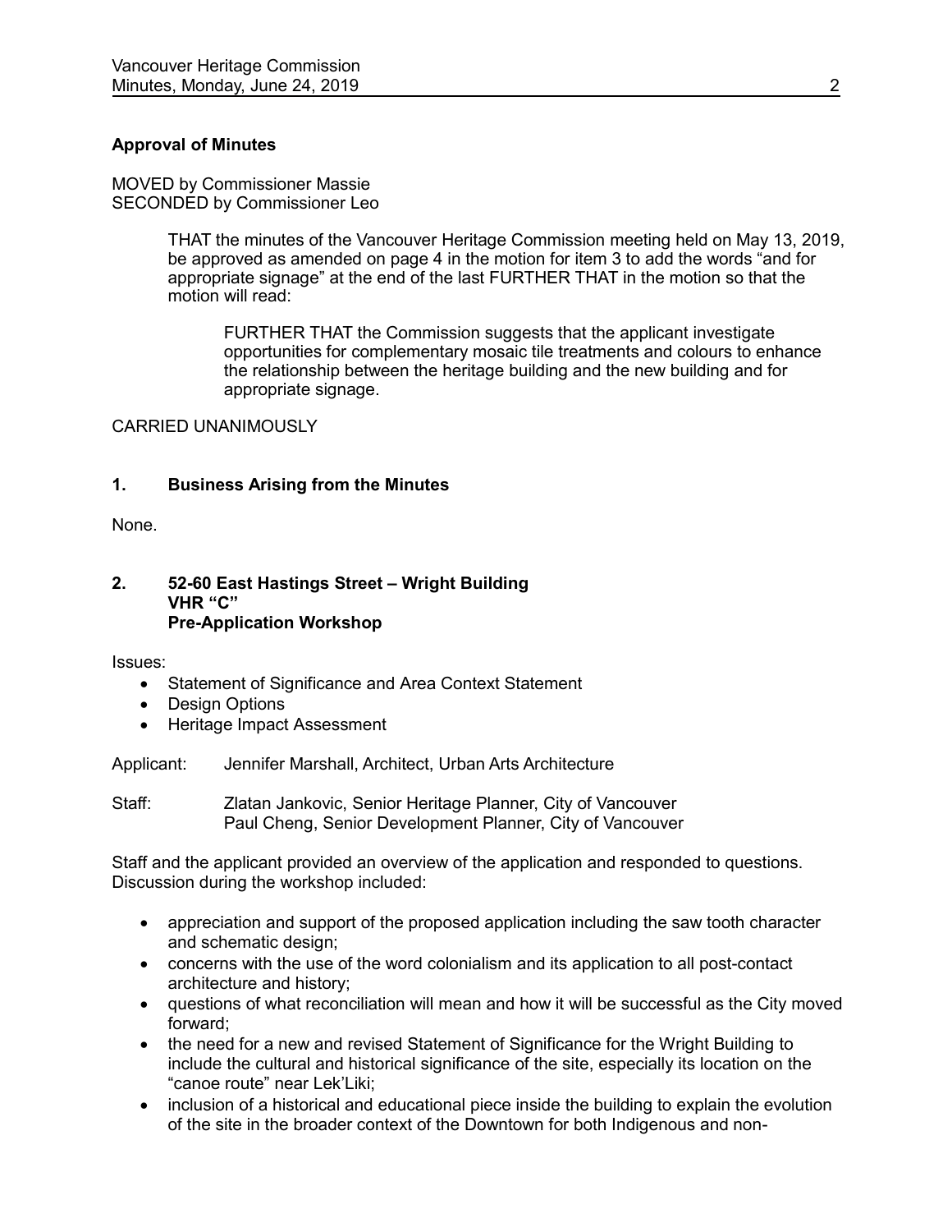**Approval of Minutes**

MOVED by Commissioner Massie
SECONDED by Commissioner Leo

> THAT the minutes of the Vancouver Heritage Commission meeting held on May 13, 2019, be approved as amended on page 4 in the motion for item 3 to add the words "and for appropriate signage" at the end of the last FURTHER THAT in the motion so that the motion will read:
>
> > FURTHER THAT the Commission suggests that the applicant investigate opportunities for complementary mosaic tile treatments and colours to enhance the relationship between the heritage building and the new building and for appropriate signage.

CARRIED UNANIMOUSLY

**1. Business Arising from the Minutes**

None.

**2. 52-60 East Hastings Street – Wright Building**
**VHR "C"**
**Pre-Application Workshop**

Issues:

- Statement of Significance and Area Context Statement
- Design Options
- Heritage Impact Assessment

Applicant: Jennifer Marshall, Architect, Urban Arts Architecture

Staff: Zlatan Jankovic, Senior Heritage Planner, City of Vancouver
Paul Cheng, Senior Development Planner, City of Vancouver

Staff and the applicant provided an overview of the application and responded to questions. Discussion during the workshop included:

- appreciation and support of the proposed application including the saw tooth character and schematic design;
- concerns with the use of the word colonialism and its application to all post-contact architecture and history;
- questions of what reconciliation will mean and how it will be successful as the City moved forward;
- the need for a new and revised Statement of Significance for the Wright Building to include the cultural and historical significance of the site, especially its location on the "canoe route" near Lek'Liki;
- inclusion of a historical and educational piece inside the building to explain the evolution of the site in the broader context of the Downtown for both Indigenous and non-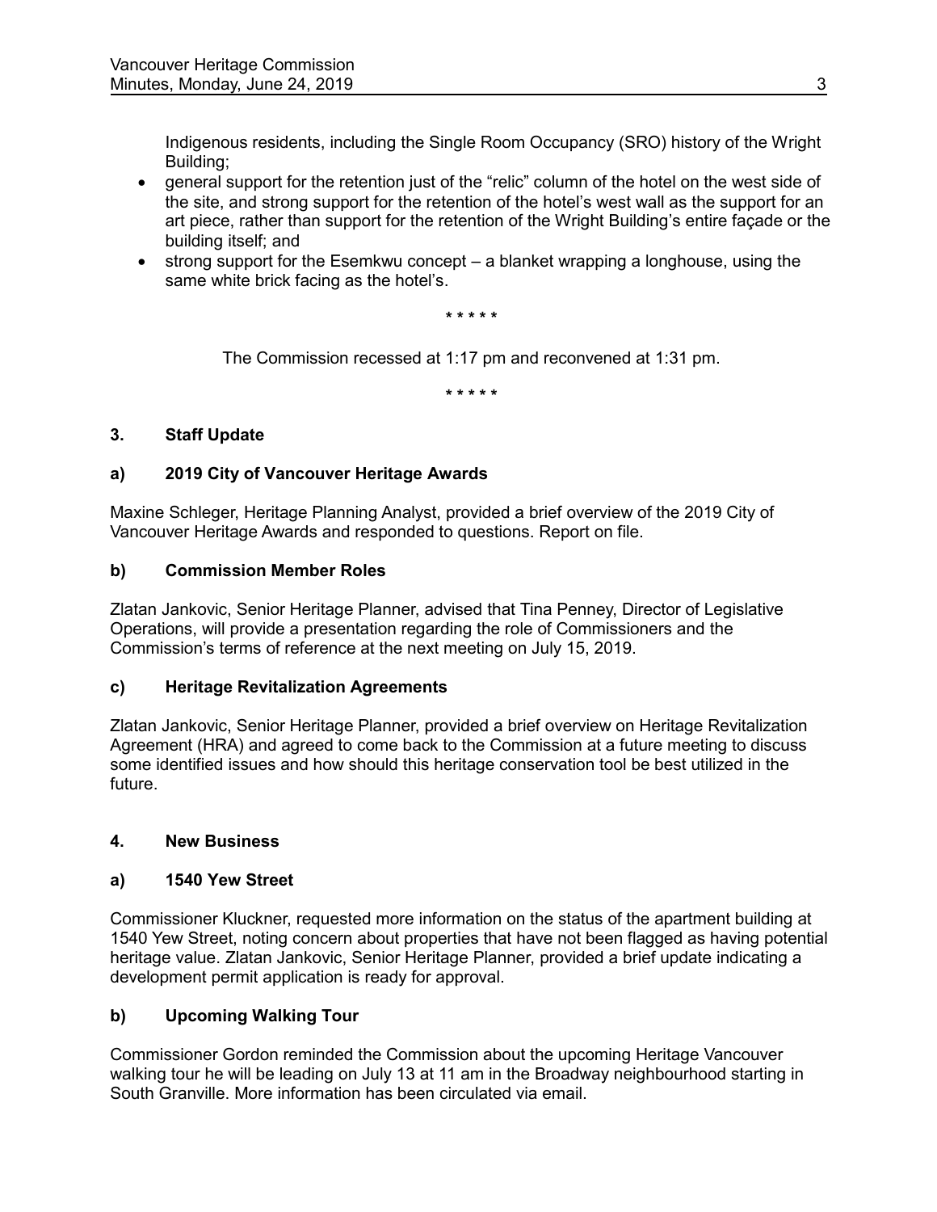Indigenous residents, including the Single Room Occupancy (SRO) history of the Wright Building;

- general support for the retention just of the "relic" column of the hotel on the west side of the site, and strong support for the retention of the hotel's west wall as the support for an art piece, rather than support for the retention of the Wright Building's entire façade or the building itself; and
- strong support for the Esemkwu concept – a blanket wrapping a longhouse, using the same white brick facing as the hotel's.

\* \* \* \* \*

The Commission recessed at 1:17 pm and reconvened at 1:31 pm.

\* \* \* \* \*

### 3. Staff Update

#### a) 2019 City of Vancouver Heritage Awards

Maxine Schleger, Heritage Planning Analyst, provided a brief overview of the 2019 City of Vancouver Heritage Awards and responded to questions. Report on file.

#### b) Commission Member Roles

Zlatan Jankovic, Senior Heritage Planner, advised that Tina Penney, Director of Legislative Operations, will provide a presentation regarding the role of Commissioners and the Commission's terms of reference at the next meeting on July 15, 2019.

#### c) Heritage Revitalization Agreements

Zlatan Jankovic, Senior Heritage Planner, provided a brief overview on Heritage Revitalization Agreement (HRA) and agreed to come back to the Commission at a future meeting to discuss some identified issues and how should this heritage conservation tool be best utilized in the future.

### 4. New Business

#### a) 1540 Yew Street

Commissioner Kluckner, requested more information on the status of the apartment building at 1540 Yew Street, noting concern about properties that have not been flagged as having potential heritage value. Zlatan Jankovic, Senior Heritage Planner, provided a brief update indicating a development permit application is ready for approval.

#### b) Upcoming Walking Tour

Commissioner Gordon reminded the Commission about the upcoming Heritage Vancouver walking tour he will be leading on July 13 at 11 am in the Broadway neighbourhood starting in South Granville. More information has been circulated via email.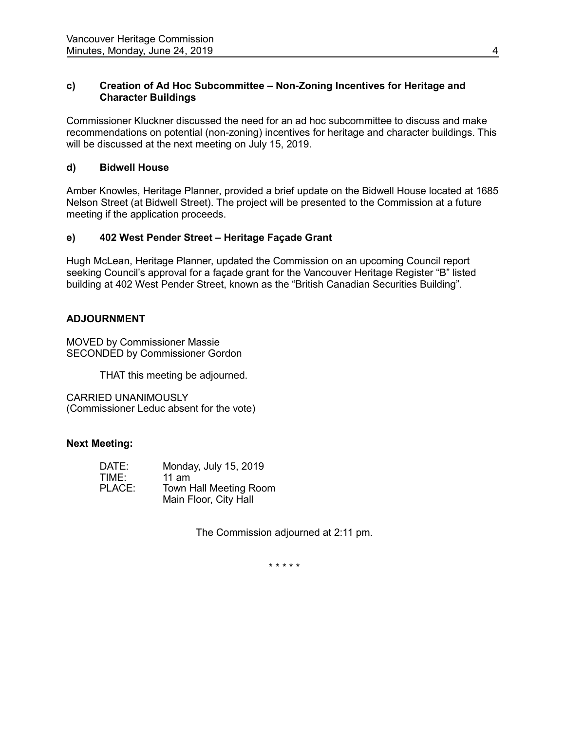### c) Creation of Ad Hoc Subcommittee – Non-Zoning Incentives for Heritage and Character Buildings

Commissioner Kluckner discussed the need for an ad hoc subcommittee to discuss and make recommendations on potential (non-zoning) incentives for heritage and character buildings. This will be discussed at the next meeting on July 15, 2019.

### d) Bidwell House

Amber Knowles, Heritage Planner, provided a brief update on the Bidwell House located at 1685 Nelson Street (at Bidwell Street). The project will be presented to the Commission at a future meeting if the application proceeds.

### e) 402 West Pender Street – Heritage Façade Grant

Hugh McLean, Heritage Planner, updated the Commission on an upcoming Council report seeking Council's approval for a façade grant for the Vancouver Heritage Register "B" listed building at 402 West Pender Street, known as the "British Canadian Securities Building".

## ADJOURNMENT

MOVED by Commissioner Massie
SECONDED by Commissioner Gordon

THAT this meeting be adjourned.

CARRIED UNANIMOUSLY
(Commissioner Leduc absent for the vote)

**Next Meeting:**

DATE: Monday, July 15, 2019
TIME: 11 am
PLACE: Town Hall Meeting Room
Main Floor, City Hall

The Commission adjourned at 2:11 pm.

\* \* \* \* \*